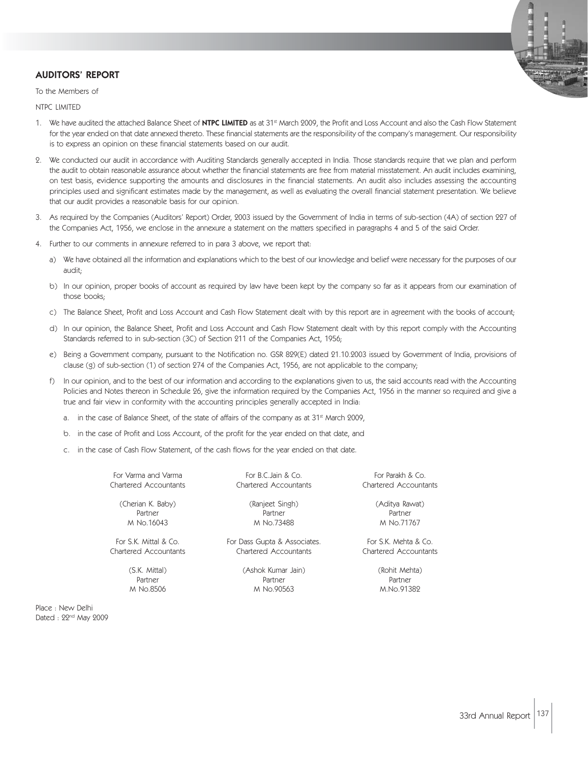## AUDITORS' REPORT

To the Members of

NTPC LIMITED

1. We have audited the attached Balance Sheet of **NTPC LIMITED** as at 31st March 2009, the Profit and Loss Account and also the Cash Flow Statement for the year ended on that date annexed thereto. These financial statements are the responsibility of the company's management. Our responsibility is to express an opinion on these financial statements based on our audit.

2. We conducted our audit in accordance with Auditing Standards generally accepted in India. Those standards require that we plan and perform the audit to obtain reasonable assurance about whether the financial statements are free from material misstatement. An audit includes examining, on test basis, evidence supporting the amounts and disclosures in the financial statements. An audit also includes assessing the accounting principles used and significant estimates made by the management, as well as evaluating the overall financial statement presentation. We believe that our audit provides a reasonable basis for our opinion.

3. As required by the Companies (Auditors' Report) Order, 2003 issued by the Government of India in terms of sub-section (4A) of section 227 of the Companies Act, 1956, we enclose in the annexure a statement on the matters specified in paragraphs 4 and 5 of the said Order.

4. Further to our comments in annexure referred to in para 3 above, we report that:

   a) We have obtained all the information and explanations which to the best of our knowledge and belief were necessary for the purposes of our audit;

   b) In our opinion, proper books of account as required by law have been kept by the company so far as it appears from our examination of those books;

   c) The Balance Sheet, Profit and Loss Account and Cash Flow Statement dealt with by this report are in agreement with the books of account;

   d) In our opinion, the Balance Sheet, Profit and Loss Account and Cash Flow Statement dealt with by this report comply with the Accounting Standards referred to in sub-section (3C) of Section 211 of the Companies Act, 1956;

   e) Being a Government company, pursuant to the Notification no. GSR 829(E) dated 21.10.2003 issued by Government of India, provisions of clause (g) of sub-section (1) of section 274 of the Companies Act, 1956, are not applicable to the company;

   f) In our opinion, and to the best of our information and according to the explanations given to us, the said accounts read with the Accounting Policies and Notes thereon in Schedule 26, give the information required by the Companies Act, 1956 in the manner so required and give a true and fair view in conformity with the accounting principles generally accepted in India:

      a. in the case of Balance Sheet, of the state of affairs of the company as at 31st March 2009,

      b. in the case of Profit and Loss Account, of the profit for the year ended on that date, and

      c. in the case of Cash Flow Statement, of the cash flows for the year ended on that date.

| | | |
|---|---|---|
| For Varma and Varma<br>Chartered Accountants | For B.C.Jain & Co.<br>Chartered Accountants | For Parakh & Co.<br>Chartered Accountants |
| (Cherian K. Baby)<br>Partner<br>M No.16043 | (Ranjeet Singh)<br>Partner<br>M No.73488 | (Aditya Rawat)<br>Partner<br>M No.71767 |
| For S.K. Mittal & Co.<br>Chartered Accountants | For Dass Gupta & Associates.<br>Chartered Accountants | For S.K. Mehta & Co.<br>Chartered Accountants |
| (S.K. Mittal)<br>Partner<br>M No.8506 | (Ashok Kumar Jain)<br>Partner<br>M No.90563 | (Rohit Mehta)<br>Partner<br>M.No.91382 |

Place : New Delhi
Dated : 22nd May 2009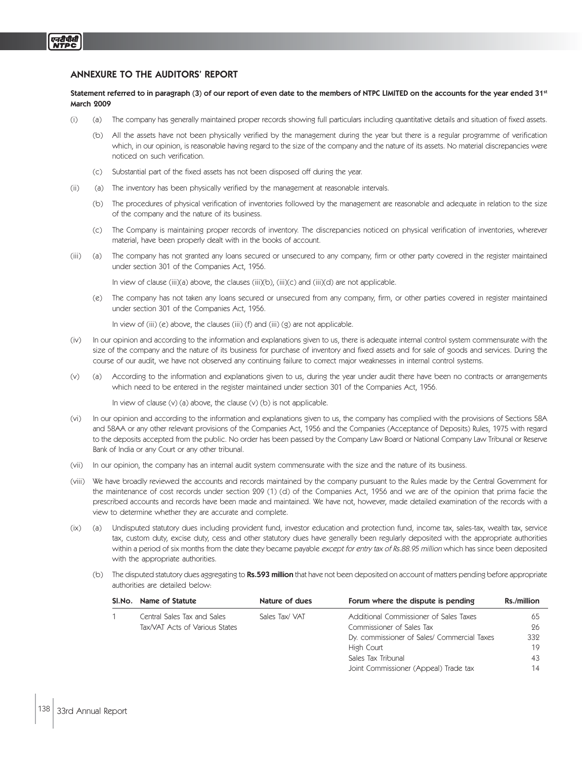## ANNEXURE TO THE AUDITORS' REPORT

**Statement referred to in paragraph (3) of our report of even date to the members of NTPC LIMITED on the accounts for the year ended 31st March 2009**

(i) (a) The company has generally maintained proper records showing full particulars including quantitative details and situation of fixed assets.

(b) All the assets have not been physically verified by the management during the year but there is a regular programme of verification which, in our opinion, is reasonable having regard to the size of the company and the nature of its assets. No material discrepancies were noticed on such verification.

(c) Substantial part of the fixed assets has not been disposed off during the year.

(ii) (a) The inventory has been physically verified by the management at reasonable intervals.

(b) The procedures of physical verification of inventories followed by the management are reasonable and adequate in relation to the size of the company and the nature of its business.

(c) The Company is maintaining proper records of inventory. The discrepancies noticed on physical verification of inventories, wherever material, have been properly dealt with in the books of account.

(iii) (a) The company has not granted any loans secured or unsecured to any company, firm or other party covered in the register maintained under section 301 of the Companies Act, 1956.

In view of clause (iii)(a) above, the clauses (iii)(b), (iii)(c) and (iii)(d) are not applicable.

(e) The company has not taken any loans secured or unsecured from any company, firm, or other parties covered in register maintained under section 301 of the Companies Act, 1956.

In view of (iii) (e) above, the clauses (iii) (f) and (iii) (g) are not applicable.

(iv) In our opinion and according to the information and explanations given to us, there is adequate internal control system commensurate with the size of the company and the nature of its business for purchase of inventory and fixed assets and for sale of goods and services. During the course of our audit, we have not observed any continuing failure to correct major weaknesses in internal control systems.

(v) (a) According to the information and explanations given to us, during the year under audit there have been no contracts or arrangements which need to be entered in the register maintained under section 301 of the Companies Act, 1956.

In view of clause (v) (a) above, the clause (v) (b) is not applicable.

(vi) In our opinion and according to the information and explanations given to us, the company has complied with the provisions of Sections 58A and 58AA or any other relevant provisions of the Companies Act, 1956 and the Companies (Acceptance of Deposits) Rules, 1975 with regard to the deposits accepted from the public. No order has been passed by the Company Law Board or National Company Law Tribunal or Reserve Bank of India or any Court or any other tribunal.

(vii) In our opinion, the company has an internal audit system commensurate with the size and the nature of its business.

(viii) We have broadly reviewed the accounts and records maintained by the company pursuant to the Rules made by the Central Government for the maintenance of cost records under section 209 (1) (d) of the Companies Act, 1956 and we are of the opinion that prima facie the prescribed accounts and records have been made and maintained. We have not, however, made detailed examination of the records with a view to determine whether they are accurate and complete.

(ix) (a) Undisputed statutory dues including provident fund, investor education and protection fund, income tax, sales-tax, wealth tax, service tax, custom duty, excise duty, cess and other statutory dues have generally been regularly deposited with the appropriate authorities within a period of six months from the date they became payable *except for entry tax of Rs.88.95 million* which has since been deposited with the appropriate authorities.

(b) The disputed statutory dues aggregating to **Rs.593 million** that have not been deposited on account of matters pending before appropriate authorities are detailed below:

| Sl.No. | Name of Statute | Nature of dues | Forum where the dispute is pending | Rs./million |
|---|---|---|---|---|
| 1 | Central Sales Tax and Sales Tax/VAT Acts of Various States | Sales Tax/ VAT | Additional Commissioner of Sales Taxes | 65 |
| | | | Commissioner of Sales Tax | 26 |
| | | | Dy. commissioner of Sales/ Commercial Taxes | 332 |
| | | | High Court | 19 |
| | | | Sales Tax Tribunal | 43 |
| | | | Joint Commissioner (Appeal) Trade tax | 14 |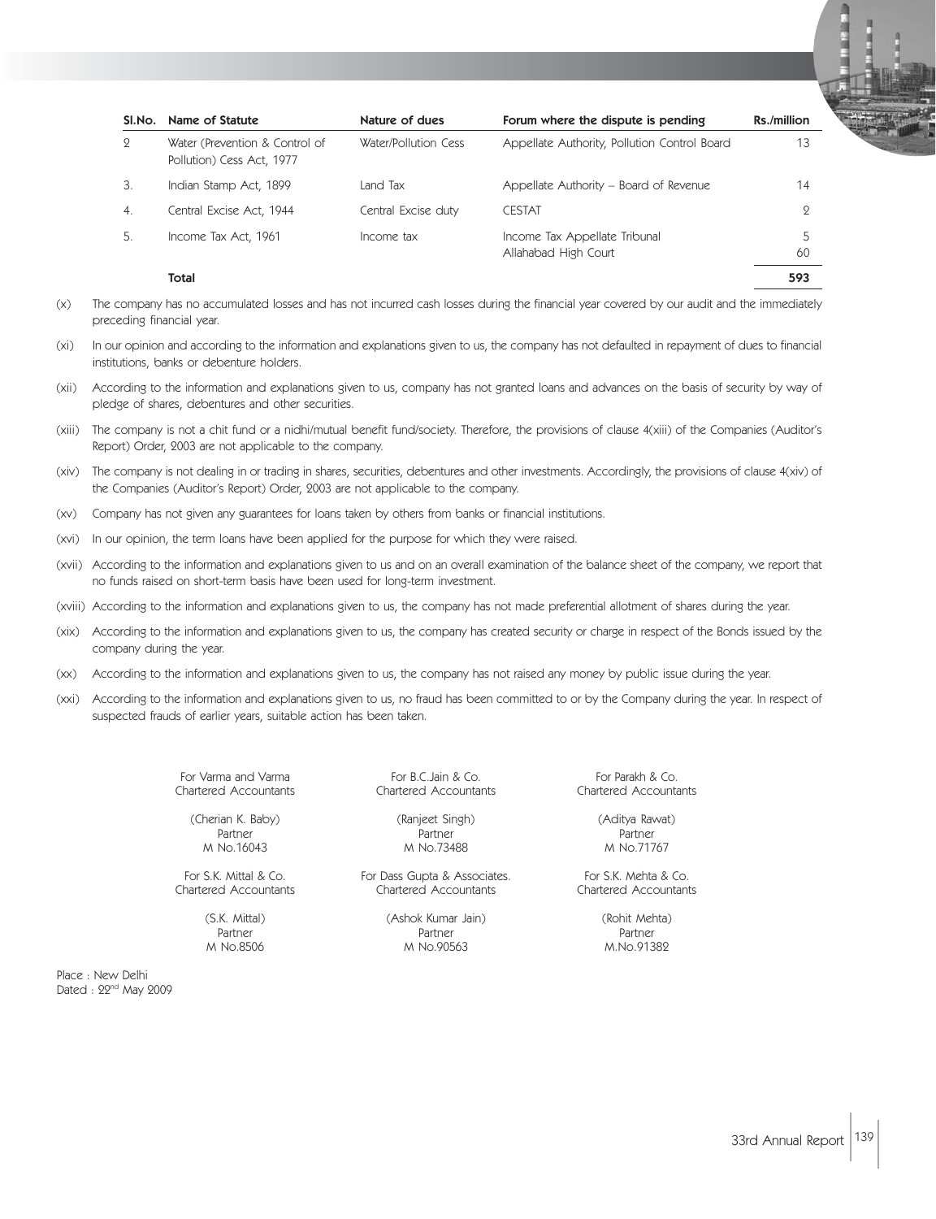| Sl.No. | Name of Statute | Nature of dues | Forum where the dispute is pending | Rs./million |
|---|---|---|---|---|
| 2 | Water (Prevention & Control of Pollution) Cess Act, 1977 | Water/Pollution Cess | Appellate Authority, Pollution Control Board | 13 |
| 3. | Indian Stamp Act, 1899 | Land Tax | Appellate Authority – Board of Revenue | 14 |
| 4. | Central Excise Act, 1944 | Central Excise duty | CESTAT | 2 |
| 5. | Income Tax Act, 1961 | Income tax | Income Tax Appellate Tribunal<br>Allahabad High Court | 5<br>60 |
| | **Total** | | | **593** |

(x) The company has no accumulated losses and has not incurred cash losses during the financial year covered by our audit and the immediately preceding financial year.

(xi) In our opinion and according to the information and explanations given to us, the company has not defaulted in repayment of dues to financial institutions, banks or debenture holders.

(xii) According to the information and explanations given to us, company has not granted loans and advances on the basis of security by way of pledge of shares, debentures and other securities.

(xiii) The company is not a chit fund or a nidhi/mutual benefit fund/society. Therefore, the provisions of clause 4(xiii) of the Companies (Auditor's Report) Order, 2003 are not applicable to the company.

(xiv) The company is not dealing in or trading in shares, securities, debentures and other investments. Accordingly, the provisions of clause 4(xiv) of the Companies (Auditor's Report) Order, 2003 are not applicable to the company.

(xv) Company has not given any guarantees for loans taken by others from banks or financial institutions.

(xvi) In our opinion, the term loans have been applied for the purpose for which they were raised.

(xvii) According to the information and explanations given to us and on an overall examination of the balance sheet of the company, we report that no funds raised on short-term basis have been used for long-term investment.

(xviii) According to the information and explanations given to us, the company has not made preferential allotment of shares during the year.

(xix) According to the information and explanations given to us, the company has created security or charge in respect of the Bonds issued by the company during the year.

(xx) According to the information and explanations given to us, the company has not raised any money by public issue during the year.

(xxi) According to the information and explanations given to us, no fraud has been committed to or by the Company during the year. In respect of suspected frauds of earlier years, suitable action has been taken.

For Varma and Varma
Chartered Accountants

(Cherian K. Baby)
Partner
M No.16043

For B.C.Jain & Co.
Chartered Accountants

(Ranjeet Singh)
Partner
M No.73488

For Parakh & Co.
Chartered Accountants

(Aditya Rawat)
Partner
M No.71767

For S.K. Mittal & Co.
Chartered Accountants

(S.K. Mittal)
Partner
M No.8506

For Dass Gupta & Associates.
Chartered Accountants

(Ashok Kumar Jain)
Partner
M No.90563

For S.K. Mehta & Co.
Chartered Accountants

(Rohit Mehta)
Partner
M.No.91382

Place : New Delhi
Dated : 22nd May 2009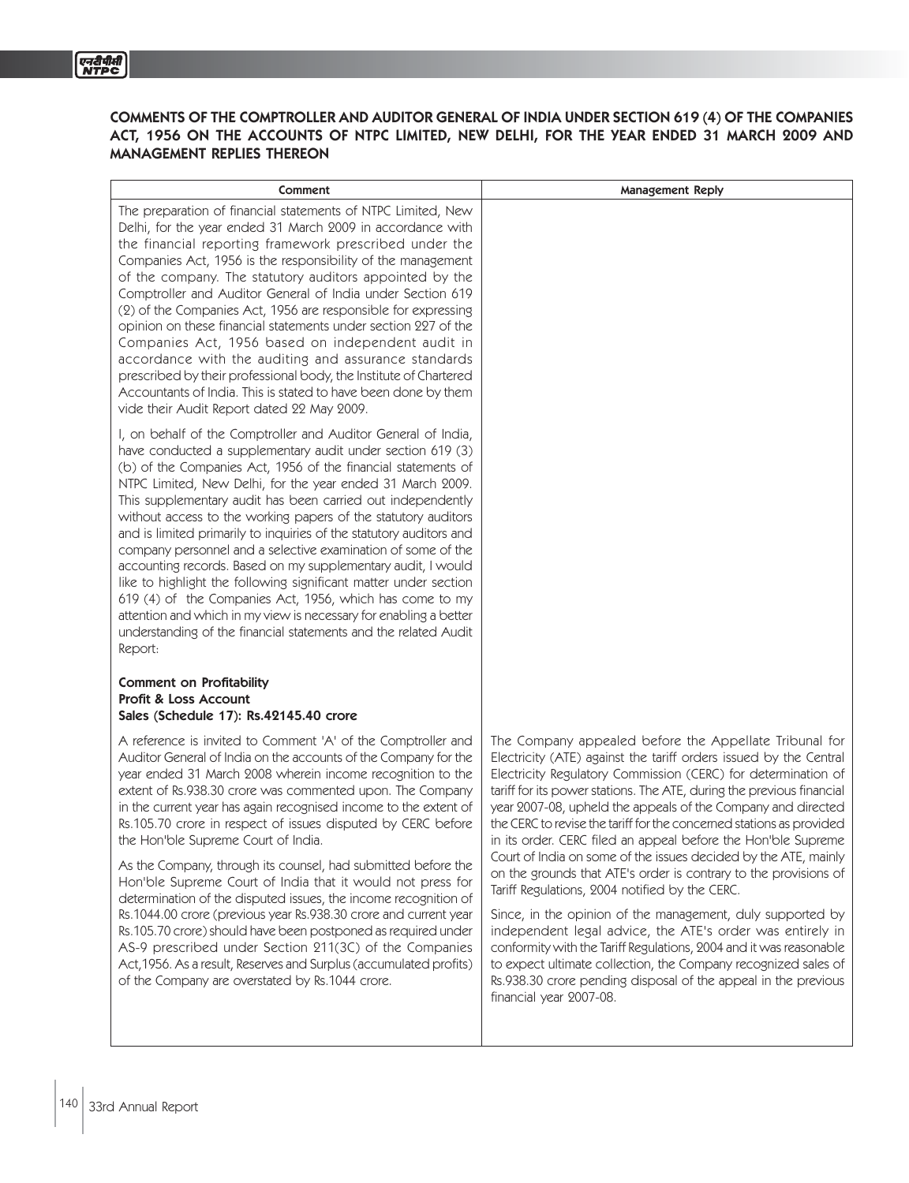# COMMENTS OF THE COMPTROLLER AND AUDITOR GENERAL OF INDIA UNDER SECTION 619 (4) OF THE COMPANIES ACT, 1956 ON THE ACCOUNTS OF NTPC LIMITED, NEW DELHI, FOR THE YEAR ENDED 31 MARCH 2009 AND MANAGEMENT REPLIES THEREON

| Comment | Management Reply |
|---|---|
| The preparation of financial statements of NTPC Limited, New Delhi, for the year ended 31 March 2009 in accordance with the financial reporting framework prescribed under the Companies Act, 1956 is the responsibility of the management of the company. The statutory auditors appointed by the Comptroller and Auditor General of India under Section 619 (2) of the Companies Act, 1956 are responsible for expressing opinion on these financial statements under section 227 of the Companies Act, 1956 based on independent audit in accordance with the auditing and assurance standards prescribed by their professional body, the Institute of Chartered Accountants of India. This is stated to have been done by them vide their Audit Report dated 22 May 2009.<br><br>I, on behalf of the Comptroller and Auditor General of India, have conducted a supplementary audit under section 619 (3) (b) of the Companies Act, 1956 of the financial statements of NTPC Limited, New Delhi, for the year ended 31 March 2009. This supplementary audit has been carried out independently without access to the working papers of the statutory auditors and is limited primarily to inquiries of the statutory auditors and company personnel and a selective examination of some of the accounting records. Based on my supplementary audit, I would like to highlight the following significant matter under section 619 (4) of the Companies Act, 1956, which has come to my attention and which in my view is necessary for enabling a better understanding of the financial statements and the related Audit Report: | |
| **Comment on Profitability**<br>**Profit & Loss Account**<br>**Sales (Schedule 17): Rs.42145.40 crore**<br><br>A reference is invited to Comment 'A' of the Comptroller and Auditor General of India on the accounts of the Company for the year ended 31 March 2008 wherein income recognition to the extent of Rs.938.30 crore was commented upon. The Company in the current year has again recognised income to the extent of Rs.105.70 crore in respect of issues disputed by CERC before the Hon'ble Supreme Court of India.<br><br>As the Company, through its counsel, had submitted before the Hon'ble Supreme Court of India that it would not press for determination of the disputed issues, the income recognition of Rs.1044.00 crore (previous year Rs.938.30 crore and current year Rs.105.70 crore) should have been postponed as required under AS-9 prescribed under Section 211(3C) of the Companies Act,1956. As a result, Reserves and Surplus (accumulated profits) of the Company are overstated by Rs.1044 crore. | The Company appealed before the Appellate Tribunal for Electricity (ATE) against the tariff orders issued by the Central Electricity Regulatory Commission (CERC) for determination of tariff for its power stations. The ATE, during the previous financial year 2007-08, upheld the appeals of the Company and directed the CERC to revise the tariff for the concerned stations as provided in its order. CERC filed an appeal before the Hon'ble Supreme Court of India on some of the issues decided by the ATE, mainly on the grounds that ATE's order is contrary to the provisions of Tariff Regulations, 2004 notified by the CERC.<br><br>Since, in the opinion of the management, duly supported by independent legal advice, the ATE's order was entirely in conformity with the Tariff Regulations, 2004 and it was reasonable to expect ultimate collection, the Company recognized sales of Rs.938.30 crore pending disposal of the appeal in the previous financial year 2007-08. |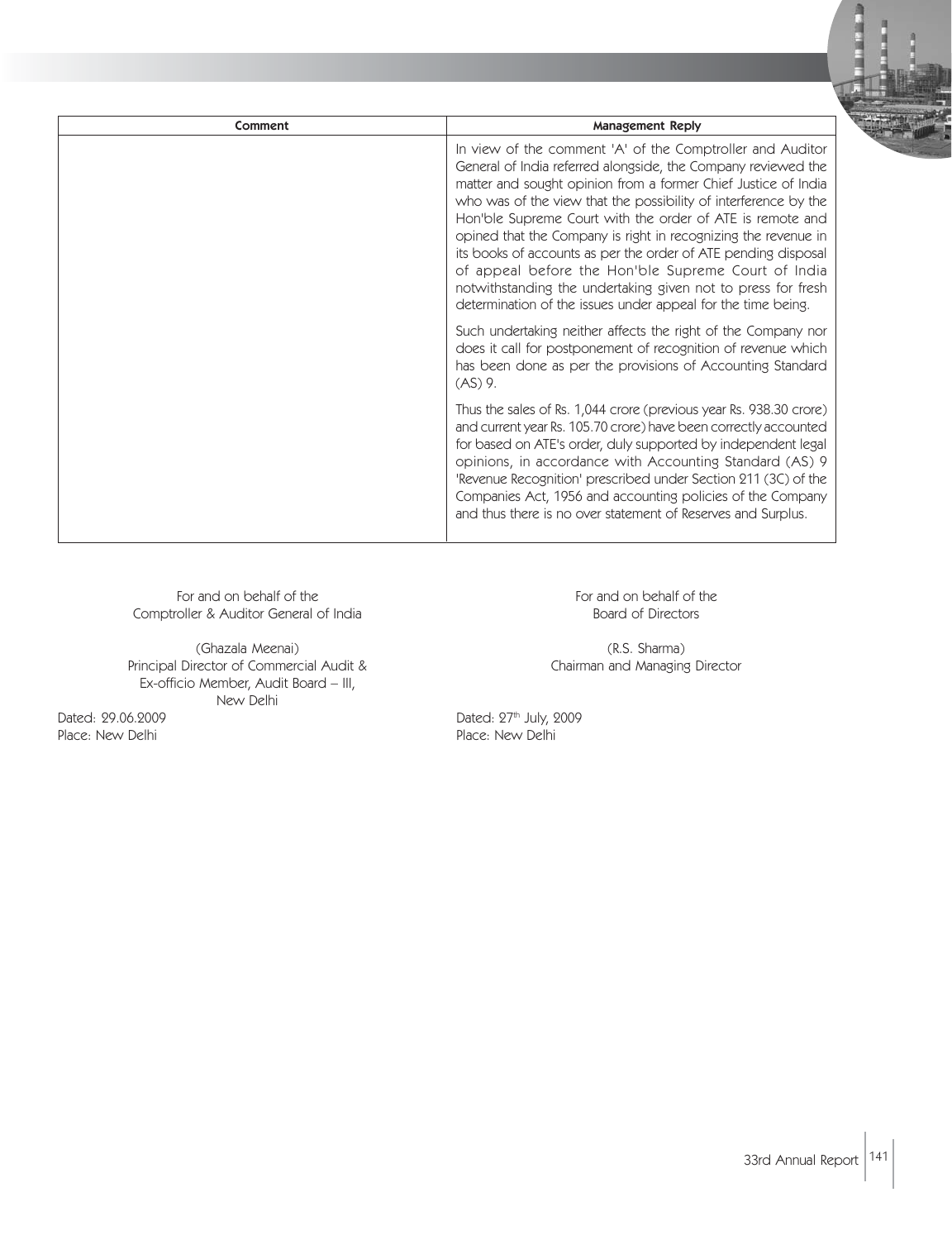| Comment | Management Reply |
|---|---|
| | In view of the comment 'A' of the Comptroller and Auditor General of India referred alongside, the Company reviewed the matter and sought opinion from a former Chief Justice of India who was of the view that the possibility of interference by the Hon'ble Supreme Court with the order of ATE is remote and opined that the Company is right in recognizing the revenue in its books of accounts as per the order of ATE pending disposal of appeal before the Hon'ble Supreme Court of India notwithstanding the undertaking given not to press for fresh determination of the issues under appeal for the time being.<br><br>Such undertaking neither affects the right of the Company nor does it call for postponement of recognition of revenue which has been done as per the provisions of Accounting Standard (AS) 9.<br><br>Thus the sales of Rs. 1,044 crore (previous year Rs. 938.30 crore) and current year Rs. 105.70 crore) have been correctly accounted for based on ATE's order, duly supported by independent legal opinions, in accordance with Accounting Standard (AS) 9 'Revenue Recognition' prescribed under Section 211 (3C) of the Companies Act, 1956 and accounting policies of the Company and thus there is no over statement of Reserves and Surplus. |

For and on behalf of the
Comptroller & Auditor General of India

(Ghazala Meenai)
Principal Director of Commercial Audit &
Ex-officio Member, Audit Board – III,
New Delhi

Dated: 29.06.2009
Place: New Delhi

For and on behalf of the
Board of Directors

(R.S. Sharma)
Chairman and Managing Director

Dated: 27th July, 2009
Place: New Delhi